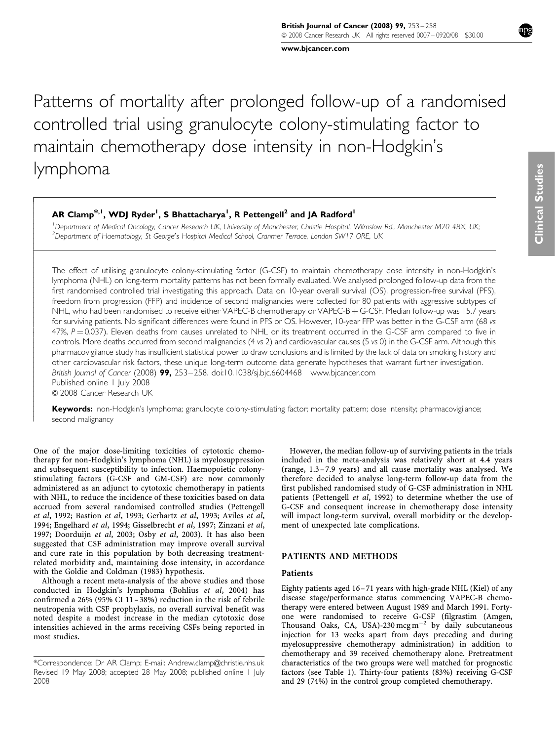# Patterns of mortality after prolonged follow-up of a randomised controlled trial using granulocyte colony-stimulating factor to maintain chemotherapy dose intensity in non-Hodgkin's lymphoma

**AR Clamp*[,1], WDJ Ryder[1], S Bhattacharya[1], R Pettengell[2] and JA Radford[1]**

[1]Department of Medical Oncology, Cancer Research UK, University of Manchester, Christie Hospital, Wilmslow Rd., Manchester M20 4BX, UK; [2]Department of Haematology, St George's Hospital Medical School, Cranmer Terrace, London SW17 0RE, UK

The effect of utilising granulocyte colony-stimulating factor (G-CSF) to maintain chemotherapy dose intensity in non-Hodgkin's lymphoma (NHL) on long-term mortality patterns has not been formally evaluated. We analysed prolonged follow-up data from the first randomised controlled trial investigating this approach. Data on 10-year overall survival (OS), progression-free survival (PFS), freedom from progression (FFP) and incidence of second malignancies were collected for 80 patients with aggressive subtypes of NHL, who had been randomised to receive either VAPEC-B chemotherapy or VAPEC-B + G-CSF. Median follow-up was 15.7 years for surviving patients. No significant differences were found in PFS or OS. However, 10-year FFP was better in the G-CSF arm (68 *vs* 47%, $P = 0.037$). Eleven deaths from causes unrelated to NHL or its treatment occurred in the G-CSF arm compared to five in controls. More deaths occurred from second malignancies (4 *vs* 2) and cardiovascular causes (5 *vs* 0) in the G-CSF arm. Although this pharmacovigilance study has insufficient statistical power to draw conclusions and is limited by the lack of data on smoking history and other cardiovascular risk factors, these unique long-term outcome data generate hypotheses that warrant further investigation.

*British Journal of Cancer* (2008) **99,** 253–258. doi:10.1038/sj.bjc.6604468 www.bjcancer.com
Published online 1 July 2008
© 2008 Cancer Research UK

**Keywords:** non-Hodgkin's lymphoma; granulocyte colony-stimulating factor; mortality pattern; dose intensity; pharmacovigilance; second malignancy

One of the major dose-limiting toxicities of cytotoxic chemotherapy for non-Hodgkin's lymphoma (NHL) is myelosuppression and subsequent susceptibility to infection. Haemopoietic colony-stimulating factors (G-CSF and GM-CSF) are now commonly administered as an adjunct to cytotoxic chemotherapy in patients with NHL, to reduce the incidence of these toxicities based on data accrued from several randomised controlled studies (Pettengell *et al*, 1992; Bastion *et al*, 1993; Gerhartz *et al*, 1993; Aviles *et al*, 1994; Engelhard *et al*, 1994; Gisselbrecht *et al*, 1997; Zinzani *et al*, 1997; Doorduijn *et al*, 2003; Osby *et al*, 2003). It has also been suggested that CSF administration may improve overall survival and cure rate in this population by both decreasing treatment-related morbidity and, maintaining dose intensity, in accordance with the Goldie and Coldman (1983) hypothesis.

Although a recent meta-analysis of the above studies and those conducted in Hodgkin's lymphoma (Bohlius *et al*, 2004) has confirmed a 26% (95% CI 11–38%) reduction in the risk of febrile neutropenia with CSF prophylaxis, no overall survival benefit was noted despite a modest increase in the median cytotoxic dose intensities achieved in the arms receiving CSFs being reported in most studies.

However, the median follow-up of surviving patients in the trials included in the meta-analysis was relatively short at 4.4 years (range, 1.3–7.9 years) and all cause mortality was analysed. We therefore decided to analyse long-term follow-up data from the first published randomised study of G-CSF administration in NHL patients (Pettengell *et al*, 1992) to determine whether the use of G-CSF and consequent increase in chemotherapy dose intensity will impact long-term survival, overall morbidity or the development of unexpected late complications.

## PATIENTS AND METHODS

### Patients

Eighty patients aged 16–71 years with high-grade NHL (Kiel) of any disease stage/performance status commencing VAPEC-B chemotherapy were entered between August 1989 and March 1991. Forty-one were randomised to receive G-CSF (filgrastim (Amgen, Thousand Oaks, CA, USA)-230 mcg $m^{-2}$ by daily subcutaneous injection for 13 weeks apart from days preceding and during myelosuppressive chemotherapy administration) in addition to chemotherapy and 39 received chemotherapy alone. Pretreatment characteristics of the two groups were well matched for prognostic factors (see Table 1). Thirty-four patients (83%) receiving G-CSF and 29 (74%) in the control group completed chemotherapy.

*Correspondence: Dr AR Clamp; E-mail: Andrew.clamp@christie.nhs.uk
Revised 19 May 2008; accepted 28 May 2008; published online 1 July 2008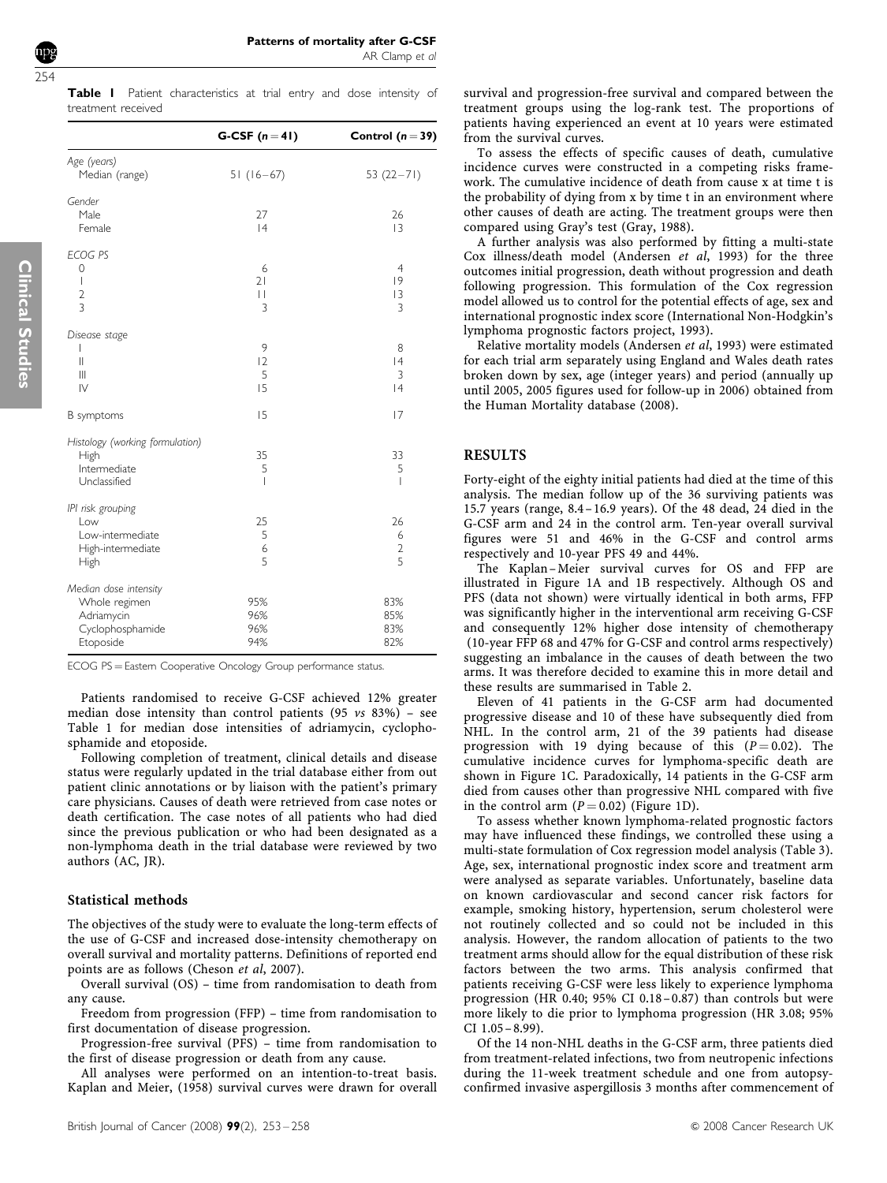**Table 1** Patient characteristics at trial entry and dose intensity of treatment received

| | G-CSF ($n=41$) | Control ($n=39$) |
|---|---|---|
| *Age (years)* | | |
| Median (range) | 51 (16–67) | 53 (22–71) |
| *Gender* | | |
| Male | 27 | 26 |
| Female | 14 | 13 |
| *ECOG PS* | | |
| 0 | 6 | 4 |
| 1 | 21 | 19 |
| 2 | 11 | 13 |
| 3 | 3 | 3 |
| *Disease stage* | | |
| I | 9 | 8 |
| II | 12 | 14 |
| III | 5 | 3 |
| IV | 15 | 14 |
| B symptoms | 15 | 17 |
| *Histology (working formulation)* | | |
| High | 35 | 33 |
| Intermediate | 5 | 5 |
| Unclassified | 1 | 1 |
| *IPI risk grouping* | | |
| Low | 25 | 26 |
| Low-intermediate | 5 | 6 |
| High-intermediate | 6 | 2 |
| High | 5 | 5 |
| *Median dose intensity* | | |
| Whole regimen | 95% | 83% |
| Adriamycin | 96% | 85% |
| Cyclophosphamide | 96% | 83% |
| Etoposide | 94% | 82% |

ECOG PS = Eastern Cooperative Oncology Group performance status.

Patients randomised to receive G-CSF achieved 12% greater median dose intensity than control patients (95 *vs* 83%) – see Table 1 for median dose intensities of adriamycin, cyclophosphamide and etoposide.

Following completion of treatment, clinical details and disease status were regularly updated in the trial database either from out patient clinic annotations or by liaison with the patient's primary care physicians. Causes of death were retrieved from case notes or death certification. The case notes of all patients who had died since the previous publication or who had been designated as a non-lymphoma death in the trial database were reviewed by two authors (AC, JR).

### Statistical methods

The objectives of the study were to evaluate the long-term effects of the use of G-CSF and increased dose-intensity chemotherapy on overall survival and mortality patterns. Definitions of reported end points are as follows (Cheson *et al*, 2007).

Overall survival (OS) – time from randomisation to death from any cause.

Freedom from progression (FFP) – time from randomisation to first documentation of disease progression.

Progression-free survival (PFS) – time from randomisation to the first of disease progression or death from any cause.

All analyses were performed on an intention-to-treat basis. Kaplan and Meier, (1958) survival curves were drawn for overall survival and progression-free survival and compared between the treatment groups using the log-rank test. The proportions of patients having experienced an event at 10 years were estimated from the survival curves.

To assess the effects of specific causes of death, cumulative incidence curves were constructed in a competing risks framework. The cumulative incidence of death from cause x at time t is the probability of dying from x by time t in an environment where other causes of death are acting. The treatment groups were then compared using Gray's test (Gray, 1988).

A further analysis was also performed by fitting a multi-state Cox illness/death model (Andersen *et al*, 1993) for the three outcomes initial progression, death without progression and death following progression. This formulation of the Cox regression model allowed us to control for the potential effects of age, sex and international prognostic index score (International Non-Hodgkin's lymphoma prognostic factors project, 1993).

Relative mortality models (Andersen *et al*, 1993) were estimated for each trial arm separately using England and Wales death rates broken down by sex, age (integer years) and period (annually up until 2005, 2005 figures used for follow-up in 2006) obtained from the Human Mortality database (2008).

## RESULTS

Forty-eight of the eighty initial patients had died at the time of this analysis. The median follow up of the 36 surviving patients was 15.7 years (range, 8.4–16.9 years). Of the 48 dead, 24 died in the G-CSF arm and 24 in the control arm. Ten-year overall survival figures were 51 and 46% in the G-CSF and control arms respectively and 10-year PFS 49 and 44%.

The Kaplan–Meier survival curves for OS and FFP are illustrated in Figure 1A and 1B respectively. Although OS and PFS (data not shown) were virtually identical in both arms, FFP was significantly higher in the interventional arm receiving G-CSF and consequently 12% higher dose intensity of chemotherapy (10-year FFP 68 and 47% for G-CSF and control arms respectively) suggesting an imbalance in the causes of death between the two arms. It was therefore decided to examine this in more detail and these results are summarised in Table 2.

Eleven of 41 patients in the G-CSF arm had documented progressive disease and 10 of these have subsequently died from NHL. In the control arm, 21 of the 39 patients had disease progression with 19 dying because of this ($P=0.02$). The cumulative incidence curves for lymphoma-specific death are shown in Figure 1C. Paradoxically, 14 patients in the G-CSF arm died from causes other than progressive NHL compared with five in the control arm ($P=0.02$) (Figure 1D).

To assess whether known lymphoma-related prognostic factors may have influenced these findings, we controlled these using a multi-state formulation of Cox regression model analysis (Table 3). Age, sex, international prognostic index score and treatment arm were analysed as separate variables. Unfortunately, baseline data on known cardiovascular and second cancer risk factors for example, smoking history, hypertension, serum cholesterol were not routinely collected and so could not be included in this analysis. However, the random allocation of patients to the two treatment arms should allow for the equal distribution of these risk factors between the two arms. This analysis confirmed that patients receiving G-CSF were less likely to experience lymphoma progression (HR 0.40; 95% CI 0.18–0.87) than controls but were more likely to die prior to lymphoma progression (HR 3.08; 95% CI 1.05–8.99).

Of the 14 non-NHL deaths in the G-CSF arm, three patients died from treatment-related infections, two from neutropenic infections during the 11-week treatment schedule and one from autopsy-confirmed invasive aspergillosis 3 months after commencement of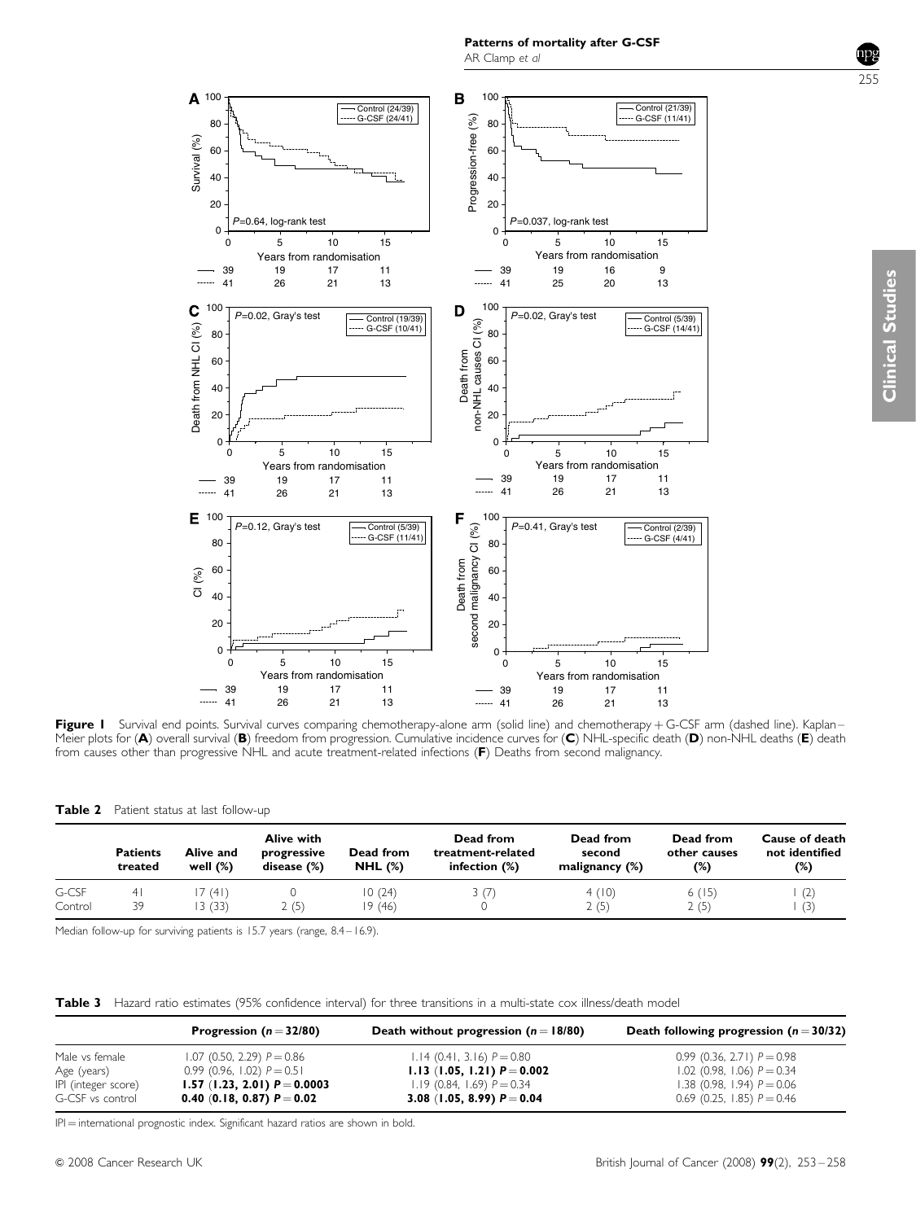A

Control (24/39)
G-CSF (24/41)

Survival (%)

P=0.64, log-rank test

Years from randomisation

39 19 17 11
41 26 21 13

B

Control (21/39)
G-CSF (11/41)

Progression-free (%)

P=0.037, log-rank test

Years from randomisation

39 19 16 9
41 25 20 13

C

P=0.02, Gray's test

Control (19/39)
G-CSF (10/41)

Death from NHL CI (%)

Years from randomisation

39 19 17 11
41 26 21 13

D

P=0.02, Gray's test

Control (5/39)
G-CSF (14/41)

Death from non-NHL causes CI (%)

Years from randomisation

39 19 17 11
41 26 21 13

E

P=0.12, Gray's test

Control (5/39)
G-CSF (11/41)

CI (%)

Years from randomisation

39 19 17 11
41 26 21 13

F

P=0.41, Gray's test

Control (2/39)
G-CSF (4/41)

Death from second malignancy CI (%)

Years from randomisation

39 19 17 11
41 26 21 13

**Figure 1** Survival end points. Survival curves comparing chemotherapy-alone arm (solid line) and chemotherapy + G-CSF arm (dashed line). Kaplan–Meier plots for (**A**) overall survival (**B**) freedom from progression. Cumulative incidence curves for (**C**) NHL-specific death (**D**) non-NHL deaths (**E**) death from causes other than progressive NHL and acute treatment-related infections (**F**) Deaths from second malignancy.

**Table 2** Patient status at last follow-up

| | Patients treated | Alive and well (%) | Alive with progressive disease (%) | Dead from NHL (%) | Dead from treatment-related infection (%) | Dead from second malignancy (%) | Dead from other causes (%) | Cause of death not identified (%) |
|---|---|---|---|---|---|---|---|---|
| G-CSF | 41 | 17 (41) | 0 | 10 (24) | 3 (7) | 4 (10) | 6 (15) | 1 (2) |
| Control | 39 | 13 (33) | 2 (5) | 19 (46) | 0 | 2 (5) | 2 (5) | 1 (3) |

Median follow-up for surviving patients is 15.7 years (range, 8.4–16.9).

**Table 3** Hazard ratio estimates (95% confidence interval) for three transitions in a multi-state cox illness/death model

| | Progression ($n = 32/80$) | Death without progression ($n = 18/80$) | Death following progression ($n = 30/32$) |
|---|---|---|---|
| Male vs female | 1.07 (0.50, 2.29) $P = 0.86$ | 1.14 (0.41, 3.16) $P = 0.80$ | 0.99 (0.36, 2.71) $P = 0.98$ |
| Age (years) | 0.99 (0.96, 1.02) $P = 0.51$ | **1.13 (1.05, 1.21) $P = 0.002$** | 1.02 (0.98, 1.06) $P = 0.34$ |
| IPI (integer score) | **1.57 (1.23, 2.01) $P = 0.0003$** | 1.19 (0.84, 1.69) $P = 0.34$ | 1.38 (0.98, 1.94) $P = 0.06$ |
| G-CSF vs control | **0.40 (0.18, 0.87) $P = 0.02$** | **3.08 (1.05, 8.99) $P = 0.04$** | 0.69 (0.25, 1.85) $P = 0.46$ |

IPI = international prognostic index. Significant hazard ratios are shown in bold.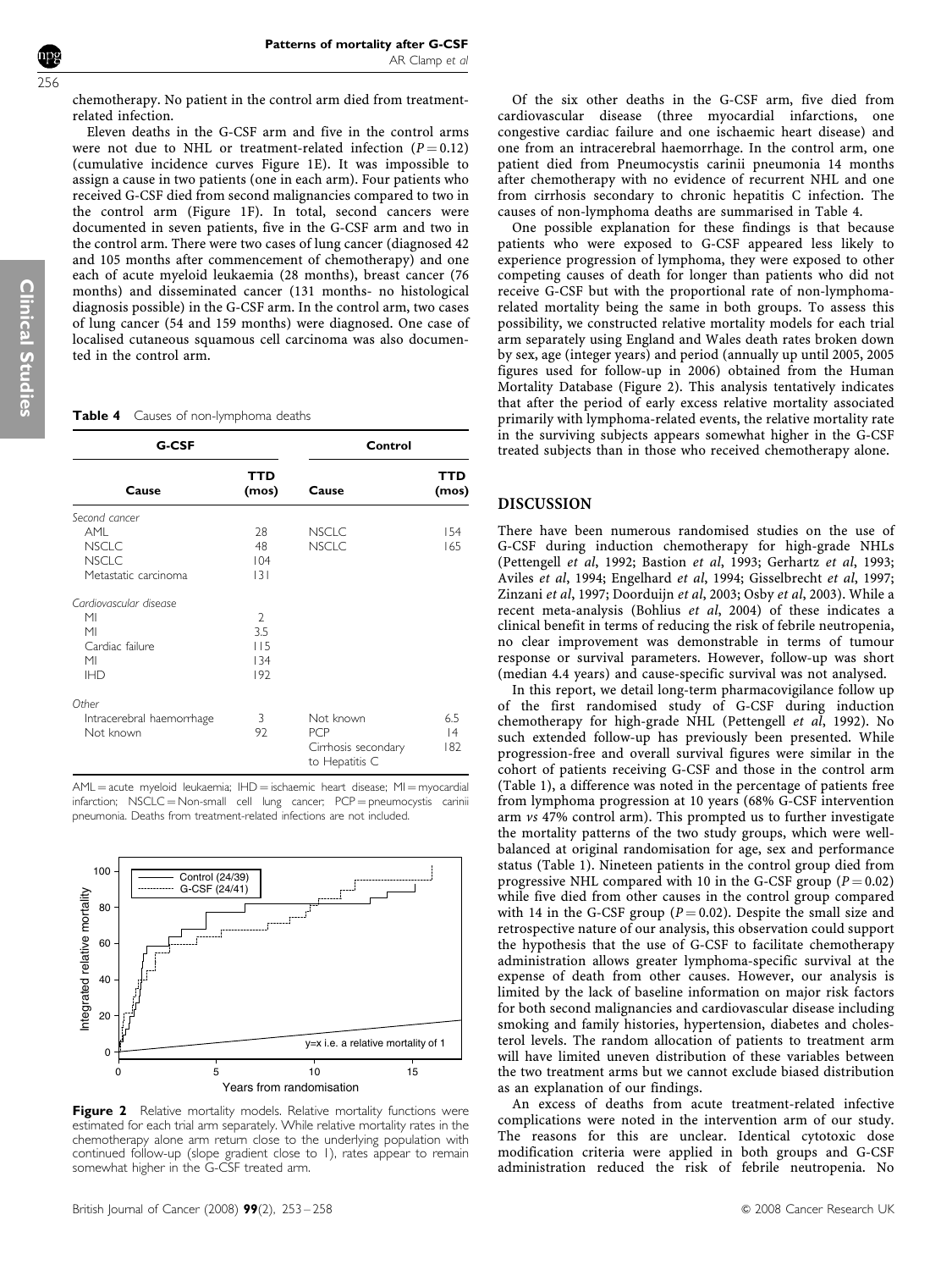chemotherapy. No patient in the control arm died from treatment-related infection.

Eleven deaths in the G-CSF arm and five in the control arms were not due to NHL or treatment-related infection ($P = 0.12$) (cumulative incidence curves Figure 1E). It was impossible to assign a cause in two patients (one in each arm). Four patients who received G-CSF died from second malignancies compared to two in the control arm (Figure 1F). In total, second cancers were documented in seven patients, five in the G-CSF arm and two in the control arm. There were two cases of lung cancer (diagnosed 42 and 105 months after commencement of chemotherapy) and one each of acute myeloid leukaemia (28 months), breast cancer (76 months) and disseminated cancer (131 months- no histological diagnosis possible) in the G-CSF arm. In the control arm, two cases of lung cancer (54 and 159 months) were diagnosed. One case of localised cutaneous squamous cell carcinoma was also documented in the control arm.

**Table 4** Causes of non-lymphoma deaths

| G-CSF | | Control | |
|---|---|---|---|
| **Cause** | **TTD (mos)** | **Cause** | **TTD (mos)** |
| *Second cancer* | | | |
| AML | 28 | NSCLC | 154 |
| NSCLC | 48 | NSCLC | 165 |
| NSCLC | 104 | | |
| Metastatic carcinoma | 131 | | |
| *Cardiovascular disease* | | | |
| MI | 2 | | |
| MI | 3.5 | | |
| Cardiac failure | 115 | | |
| MI | 134 | | |
| IHD | 192 | | |
| *Other* | | | |
| Intracerebral haemorrhage | 3 | Not known | 6.5 |
| Not known | 92 | PCP | 14 |
| | | Cirrhosis secondary to Hepatitis C | 182 |

AML = acute myeloid leukaemia; IHD = ischaemic heart disease; MI = myocardial infarction; NSCLC = Non-small cell lung cancer; PCP = pneumocystis carinii pneumonia. Deaths from treatment-related infections are not included.

Integrated relative mortality
100
80
60
40
20
0
0
5
10
15
Years from randomisation
Control (24/39)
G-CSF (24/41)
y=x i.e. a relative mortality of 1

**Figure 2** Relative mortality models. Relative mortality functions were estimated for each trial arm separately. While relative mortality rates in the chemotherapy alone arm return close to the underlying population with continued follow-up (slope gradient close to 1), rates appear to remain somewhat higher in the G-CSF treated arm.

Of the six other deaths in the G-CSF arm, five died from cardiovascular disease (three myocardial infarctions, one congestive cardiac failure and one ischaemic heart disease) and one from an intracerebral haemorrhage. In the control arm, one patient died from Pneumocystis carinii pneumonia 14 months after chemotherapy with no evidence of recurrent NHL and one from cirrhosis secondary to chronic hepatitis C infection. The causes of non-lymphoma deaths are summarised in Table 4.

One possible explanation for these findings is that because patients who were exposed to G-CSF appeared less likely to experience progression of lymphoma, they were exposed to other competing causes of death for longer than patients who did not receive G-CSF but with the proportional rate of non-lymphoma-related mortality being the same in both groups. To assess this possibility, we constructed relative mortality models for each trial arm separately using England and Wales death rates broken down by sex, age (integer years) and period (annually up until 2005, 2005 figures used for follow-up in 2006) obtained from the Human Mortality Database (Figure 2). This analysis tentatively indicates that after the period of early excess relative mortality associated primarily with lymphoma-related events, the relative mortality rate in the surviving subjects appears somewhat higher in the G-CSF treated subjects than in those who received chemotherapy alone.

## DISCUSSION

There have been numerous randomised studies on the use of G-CSF during induction chemotherapy for high-grade NHLs (Pettengell *et al*, 1992; Bastion *et al*, 1993; Gerhartz *et al*, 1993; Aviles *et al*, 1994; Engelhard *et al*, 1994; Gisselbrecht *et al*, 1997; Zinzani *et al*, 1997; Doorduijn *et al*, 2003; Osby *et al*, 2003). While a recent meta-analysis (Bohlius *et al*, 2004) of these indicates a clinical benefit in terms of reducing the risk of febrile neutropenia, no clear improvement was demonstrable in terms of tumour response or survival parameters. However, follow-up was short (median 4.4 years) and cause-specific survival was not analysed.

In this report, we detail long-term pharmacovigilance follow up of the first randomised study of G-CSF during induction chemotherapy for high-grade NHL (Pettengell *et al*, 1992). No such extended follow-up has previously been presented. While progression-free and overall survival figures were similar in the cohort of patients receiving G-CSF and those in the control arm (Table 1), a difference was noted in the percentage of patients free from lymphoma progression at 10 years (68% G-CSF intervention arm *vs* 47% control arm). This prompted us to further investigate the mortality patterns of the two study groups, which were well-balanced at original randomisation for age, sex and performance status (Table 1). Nineteen patients in the control group died from progressive NHL compared with 10 in the G-CSF group ($P = 0.02$) while five died from other causes in the control group compared with 14 in the G-CSF group ($P = 0.02$). Despite the small size and retrospective nature of our analysis, this observation could support the hypothesis that the use of G-CSF to facilitate chemotherapy administration allows greater lymphoma-specific survival at the expense of death from other causes. However, our analysis is limited by the lack of baseline information on major risk factors for both second malignancies and cardiovascular disease including smoking and family histories, hypertension, diabetes and cholesterol levels. The random allocation of patients to treatment arm will have limited uneven distribution of these variables between the two treatment arms but we cannot exclude biased distribution as an explanation of our findings.

An excess of deaths from acute treatment-related infective complications were noted in the intervention arm of our study. The reasons for this are unclear. Identical cytotoxic dose modification criteria were applied in both groups and G-CSF administration reduced the risk of febrile neutropenia. No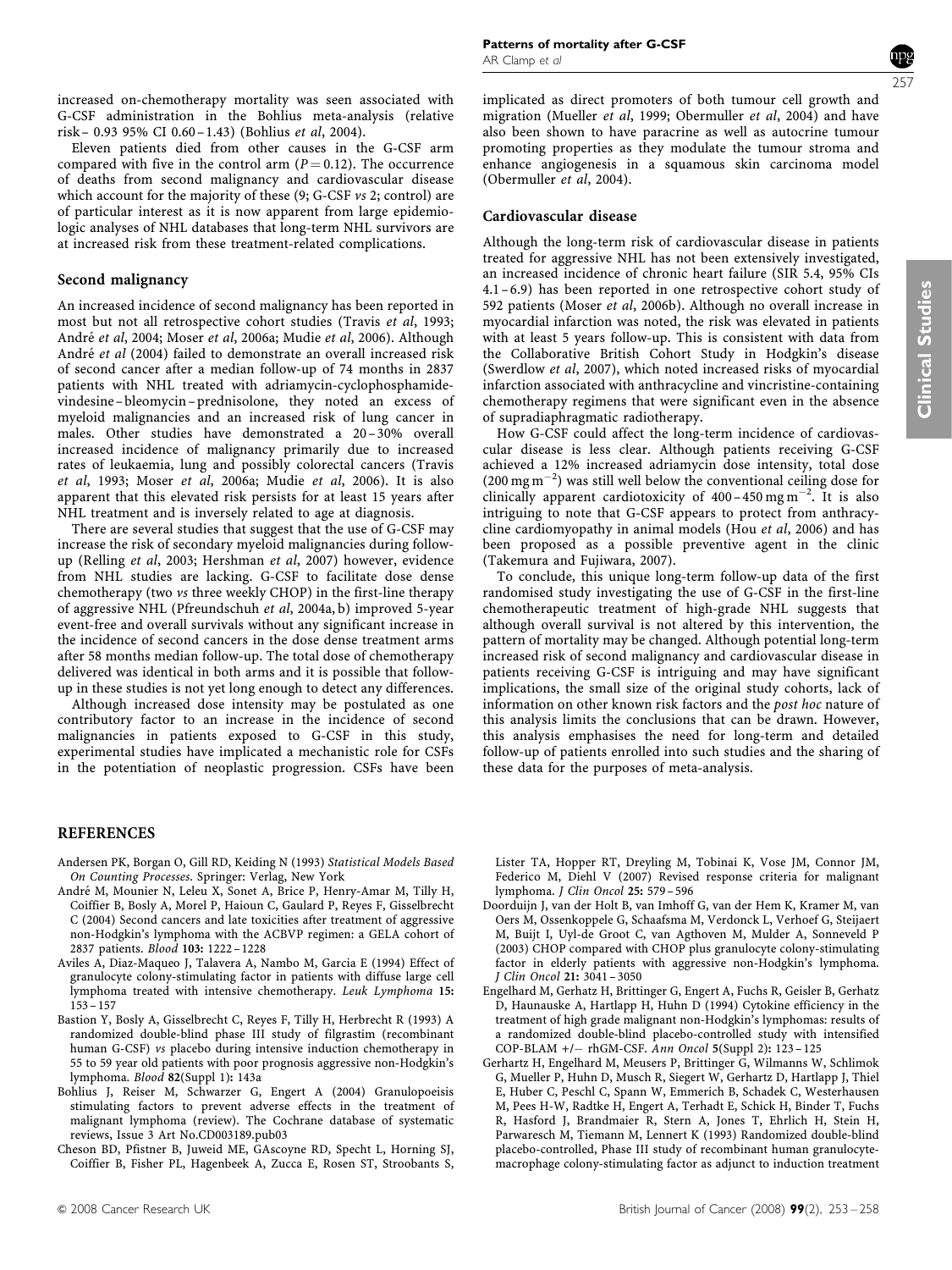increased on-chemotherapy mortality was seen associated with G-CSF administration in the Bohlius meta-analysis (relative risk – 0.93 95% CI 0.60 – 1.43) (Bohlius *et al*, 2004).

Eleven patients died from other causes in the G-CSF arm compared with five in the control arm ($P = 0.12$). The occurrence of deaths from second malignancy and cardiovascular disease which account for the majority of these (9; G-CSF *vs* 2; control) are of particular interest as it is now apparent from large epidemiologic analyses of NHL databases that long-term NHL survivors are at increased risk from these treatment-related complications.

## Second malignancy

An increased incidence of second malignancy has been reported in most but not all retrospective cohort studies (Travis *et al*, 1993; André *et al*, 2004; Moser *et al*, 2006a; Mudie *et al*, 2006). Although André *et al* (2004) failed to demonstrate an overall increased risk of second cancer after a median follow-up of 74 months in 2837 patients with NHL treated with adriamycin-cyclophosphamide-vindesine – bleomycin – prednisolone, they noted an excess of myeloid malignancies and an increased risk of lung cancer in males. Other studies have demonstrated a 20 – 30% overall increased incidence of malignancy primarily due to increased rates of leukaemia, lung and possibly colorectal cancers (Travis *et al*, 1993; Moser *et al*, 2006a; Mudie *et al*, 2006). It is also apparent that this elevated risk persists for at least 15 years after NHL treatment and is inversely related to age at diagnosis.

There are several studies that suggest that the use of G-CSF may increase the risk of secondary myeloid malignancies during follow-up (Relling *et al*, 2003; Hershman *et al*, 2007) however, evidence from NHL studies are lacking. G-CSF to facilitate dose dense chemotherapy (two *vs* three weekly CHOP) in the first-line therapy of aggressive NHL (Pfreundschuh *et al*, 2004a, b) improved 5-year event-free and overall survivals without any significant increase in the incidence of second cancers in the dose dense treatment arms after 58 months median follow-up. The total dose of chemotherapy delivered was identical in both arms and it is possible that follow-up in these studies is not yet long enough to detect any differences.

Although increased dose intensity may be postulated as one contributory factor to an increase in the incidence of second malignancies in patients exposed to G-CSF in this study, experimental studies have implicated a mechanistic role for CSFs in the potentiation of neoplastic progression. CSFs have been implicated as direct promoters of both tumour cell growth and migration (Mueller *et al*, 1999; Obermuller *et al*, 2004) and have also been shown to have paracrine as well as autocrine tumour promoting properties as they modulate the tumour stroma and enhance angiogenesis in a squamous skin carcinoma model (Obermuller *et al*, 2004).

## Cardiovascular disease

Although the long-term risk of cardiovascular disease in patients treated for aggressive NHL has not been extensively investigated, an increased incidence of chronic heart failure (SIR 5.4, 95% CIs 4.1 – 6.9) has been reported in one retrospective cohort study of 592 patients (Moser *et al*, 2006b). Although no overall increase in myocardial infarction was noted, the risk was elevated in patients with at least 5 years follow-up. This is consistent with data from the Collaborative British Cohort Study in Hodgkin's disease (Swerdlow *et al*, 2007), which noted increased risks of myocardial infarction associated with anthracycline and vincristine-containing chemotherapy regimens that were significant even in the absence of supradiaphragmatic radiotherapy.

How G-CSF could affect the long-term incidence of cardiovascular disease is less clear. Although patients receiving G-CSF achieved a 12% increased adriamycin dose intensity, total dose ($200\,\mathrm{mg\,m^{-2}}$) was still well below the conventional ceiling dose for clinically apparent cardiotoxicity of $400 – 450\,\mathrm{mg\,m^{-2}}$. It is also intriguing to note that G-CSF appears to protect from anthracycline cardiomyopathy in animal models (Hou *et al*, 2006) and has been proposed as a possible preventive agent in the clinic (Takemura and Fujiwara, 2007).

To conclude, this unique long-term follow-up data of the first randomised study investigating the use of G-CSF in the first-line chemotherapeutic treatment of high-grade NHL suggests that although overall survival is not altered by this intervention, the pattern of mortality may be changed. Although potential long-term increased risk of second malignancy and cardiovascular disease in patients receiving G-CSF is intriguing and may have significant implications, the small size of the original study cohorts, lack of information on other known risk factors and the *post hoc* nature of this analysis limits the conclusions that can be drawn. However, this analysis emphasises the need for long-term and detailed follow-up of patients enrolled into such studies and the sharing of these data for the purposes of meta-analysis.

## REFERENCES

Andersen PK, Borgan O, Gill RD, Keiding N (1993) *Statistical Models Based On Counting Processes*. Springer: Verlag, New York

André M, Mounier N, Leleu X, Sonet A, Brice P, Henry-Amar M, Tilly H, Coiffier B, Bosly A, Morel P, Haioun C, Gaulard P, Reyes F, Gisselbrecht C (2004) Second cancers and late toxicities after treatment of aggressive non-Hodgkin's lymphoma with the ACBVP regimen: a GELA cohort of 2837 patients. *Blood* **103:** 1222 – 1228

Aviles A, Diaz-Maqueo J, Talavera A, Nambo M, Garcia E (1994) Effect of granulocyte colony-stimulating factor in patients with diffuse large cell lymphoma treated with intensive chemotherapy. *Leuk Lymphoma* **15:** 153 – 157

Bastion Y, Bosly A, Gisselbrecht C, Reyes F, Tilly H, Herbrecht R (1993) A randomized double-blind phase III study of filgrastim (recombinant human G-CSF) *vs* placebo during intensive induction chemotherapy in 55 to 59 year old patients with poor prognosis aggressive non-Hodgkin's lymphoma. *Blood* **82**(Suppl 1)**:** 143a

Bohlius J, Reiser M, Schwarzer G, Engert A (2004) Granulopoeisis stimulating factors to prevent adverse effects in the treatment of malignant lymphoma (review). The Cochrane database of systematic reviews, Issue 3 Art No.CD003189.pub03

Cheson BD, Pfistner B, Juweid ME, GAscoyne RD, Specht L, Horning SJ, Coiffier B, Fisher PL, Hagenbeek A, Zucca E, Rosen ST, Stroobants S, Lister TA, Hopper RT, Dreyling M, Tobinai K, Vose JM, Connor JM, Federico M, Diehl V (2007) Revised response criteria for malignant lymphoma. *J Clin Oncol* **25:** 579 – 596

Doorduijn J, van der Holt B, van Imhoff G, van der Hem K, Kramer M, van Oers M, Ossenkoppele G, Schaafsma M, Verdonck L, Verhoef G, Steijaert M, Buijt I, Uyl-de Groot C, van Agthoven M, Mulder A, Sonneveld P (2003) CHOP compared with CHOP plus granulocyte colony-stimulating factor in elderly patients with aggressive non-Hodgkin's lymphoma. *J Clin Oncol* **21:** 3041 – 3050

Engelhard M, Gerhatz H, Brittinger G, Engert A, Fuchs R, Geisler B, Gerhatz D, Haunauske A, Hartlapp H, Huhn D (1994) Cytokine efficiency in the treatment of high grade malignant non-Hodgkin's lymphomas: results of a randomized double-blind placebo-controlled study with intensified COP-BLAM +/− rhGM-CSF. *Ann Oncol* **5**(Suppl 2)**:** 123 – 125

Gerhartz H, Engelhard M, Meusers P, Brittinger G, Wilmanns W, Schlimok G, Mueller P, Huhn D, Musch R, Siegert W, Gerhartz D, Hartlapp J, Thiel E, Huber C, Peschl C, Spann W, Emmerich B, Schadek C, Westerhausen M, Pees H-W, Radtke H, Engert A, Terhadt E, Schick H, Binder T, Fuchs R, Hasford J, Brandmaier R, Stern A, Jones T, Ehrlich H, Stein H, Parwaresch M, Tiemann M, Lennert K (1993) Randomized double-blind placebo-controlled, Phase III study of recombinant human granulocyte-macrophage colony-stimulating factor as adjunct to induction treatment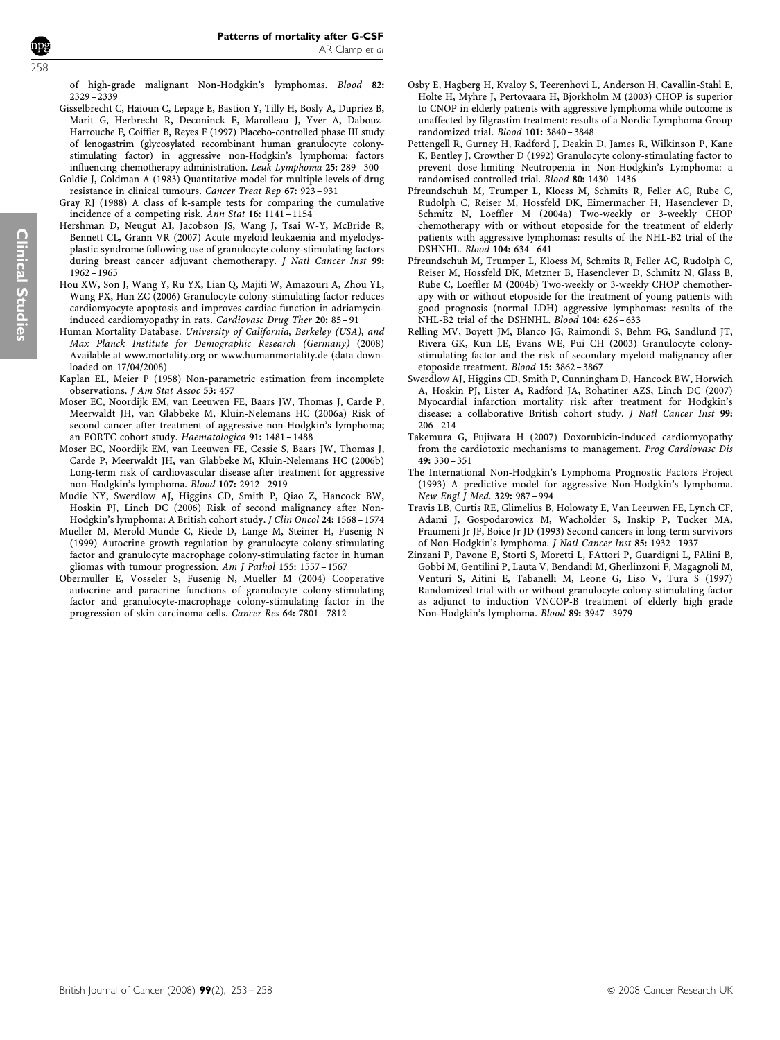of high-grade malignant Non-Hodgkin's lymphomas. *Blood* **82:** 2329–2339

Gisselbrecht C, Haioun C, Lepage E, Bastion Y, Tilly H, Bosly A, Dupriez B, Marit G, Herbrecht R, Deconinck E, Marolleau J, Yver A, Dabouz-Harrouche F, Coiffier B, Reyes F (1997) Placebo-controlled phase III study of lenogastrim (glycosylated recombinant human granulocyte colony-stimulating factor) in aggressive non-Hodgkin's lymphoma: factors influencing chemotherapy administration. *Leuk Lymphoma* **25:** 289–300

Goldie J, Coldman A (1983) Quantitative model for multiple levels of drug resistance in clinical tumours. *Cancer Treat Rep* **67:** 923–931

Gray RJ (1988) A class of k-sample tests for comparing the cumulative incidence of a competing risk. *Ann Stat* **16:** 1141–1154

Hershman D, Neugut AI, Jacobson JS, Wang J, Tsai W-Y, McBride R, Bennett CL, Grann VR (2007) Acute myeloid leukaemia and myelodysplastic syndrome following use of granulocyte colony-stimulating factors during breast cancer adjuvant chemotherapy. *J Natl Cancer Inst* **99:** 1962–1965

Hou XW, Son J, Wang Y, Ru YX, Lian Q, Majiti W, Amazouri A, Zhou YL, Wang PX, Han ZC (2006) Granulocyte colony-stimulating factor reduces cardiomyocyte apoptosis and improves cardiac function in adriamycin-induced cardiomyopathy in rats. *Cardiovasc Drug Ther* **20:** 85–91

Human Mortality Database. *University of California, Berkeley (USA), and Max Planck Institute for Demographic Research (Germany)* (2008) Available at www.mortality.org or www.humanmortality.de (data downloaded on 17/04/2008)

Kaplan EL, Meier P (1958) Non-parametric estimation from incomplete observations. *J Am Stat Assoc* **53:** 457

Moser EC, Noordijk EM, van Leeuwen FE, Baars JW, Thomas J, Carde P, Meerwaldt JH, van Glabbeke M, Kluin-Nelemans HC (2006a) Risk of second cancer after treatment of aggressive non-Hodgkin's lymphoma; an EORTC cohort study. *Haematologica* **91:** 1481–1488

Moser EC, Noordijk EM, van Leeuwen FE, Cessie S, Baars JW, Thomas J, Carde P, Meerwaldt JH, van Glabbeke M, Kluin-Nelemans HC (2006b) Long-term risk of cardiovascular disease after treatment for aggressive non-Hodgkin's lymphoma. *Blood* **107:** 2912–2919

Mudie NY, Swerdlow AJ, Higgins CD, Smith P, Qiao Z, Hancock BW, Hoskin PJ, Linch DC (2006) Risk of second malignancy after Non-Hodgkin's lymphoma: A British cohort study. *J Clin Oncol* **24:** 1568–1574

Mueller M, Merold-Munde C, Riede D, Lange M, Steiner H, Fusenig N (1999) Autocrine growth regulation by granulocyte colony-stimulating factor and granulocyte macrophage colony-stimulating factor in human gliomas with tumour progression. *Am J Pathol* **155:** 1557–1567

Obermuller E, Vosseler S, Fusenig N, Mueller M (2004) Cooperative autocrine and paracrine functions of granulocyte colony-stimulating factor and granulocyte-macrophage colony-stimulating factor in the progression of skin carcinoma cells. *Cancer Res* **64:** 7801–7812

Osby E, Hagberg H, Kvaloy S, Teerenhovi L, Anderson H, Cavallin-Stahl E, Holte H, Myhre J, Pertovaara H, Bjorkholm M (2003) CHOP is superior to CNOP in elderly patients with aggressive lymphoma while outcome is unaffected by filgrastim treatment: results of a Nordic Lymphoma Group randomized trial. *Blood* **101:** 3840–3848

Pettengell R, Gurney H, Radford J, Deakin D, James R, Wilkinson P, Kane K, Bentley J, Crowther D (1992) Granulocyte colony-stimulating factor to prevent dose-limiting Neutropenia in Non-Hodgkin's Lymphoma: a randomised controlled trial. *Blood* **80:** 1430–1436

Pfreundschuh M, Trumper L, Kloess M, Schmits R, Feller AC, Rube C, Rudolph C, Reiser M, Hossfeld DK, Eimermacher H, Hasenclever D, Schmitz N, Loeffler M (2004a) Two-weekly or 3-weekly CHOP chemotherapy with or without etoposide for the treatment of elderly patients with aggressive lymphomas: results of the NHL-B2 trial of the DSHNHL. *Blood* **104:** 634–641

Pfreundschuh M, Trumper L, Kloess M, Schmits R, Feller AC, Rudolph C, Reiser M, Hossfeld DK, Metzner B, Hasenclever D, Schmitz N, Glass B, Rube C, Loeffler M (2004b) Two-weekly or 3-weekly CHOP chemotherapy with or without etoposide for the treatment of young patients with good prognosis (normal LDH) aggressive lymphomas: results of the NHL-B2 trial of the DSHNHL. *Blood* **104:** 626–633

Relling MV, Boyett JM, Blanco JG, Raimondi S, Behm FG, Sandlund JT, Rivera GK, Kun LE, Evans WE, Pui CH (2003) Granulocyte colony-stimulating factor and the risk of secondary myeloid malignancy after etoposide treatment. *Blood* **15:** 3862–3867

Swerdlow AJ, Higgins CD, Smith P, Cunningham D, Hancock BW, Horwich A, Hoskin PJ, Lister A, Radford JA, Rohatiner AZS, Linch DC (2007) Myocardial infarction mortality risk after treatment for Hodgkin's disease: a collaborative British cohort study. *J Natl Cancer Inst* **99:** 206–214

Takemura G, Fujiwara H (2007) Doxorubicin-induced cardiomyopathy from the cardiotoxic mechanisms to management. *Prog Cardiovasc Dis* **49:** 330–351

The International Non-Hodgkin's Lymphoma Prognostic Factors Project (1993) A predictive model for aggressive Non-Hodgkin's lymphoma. *New Engl J Med.* **329:** 987–994

Travis LB, Curtis RE, Glimelius B, Holowaty E, Van Leeuwen FE, Lynch CF, Adami J, Gospodarowicz M, Wacholder S, Inskip P, Tucker MA, Fraumeni Jr JF, Boice Jr JD (1993) Second cancers in long-term survivors of Non-Hodgkin's lymphoma. *J Natl Cancer Inst* **85:** 1932–1937

Zinzani P, Pavone E, Storti S, Moretti L, FAttori P, Guardigni L, FAlini B, Gobbi M, Gentilini P, Lauta V, Bendandi M, Gherlinzoni F, Magagnoli M, Venturi S, Aitini E, Tabanelli M, Leone G, Liso V, Tura S (1997) Randomized trial with or without granulocyte colony-stimulating factor as adjunct to induction VNCOP-B treatment of elderly high grade Non-Hodgkin's lymphoma. *Blood* **89:** 3947–3979